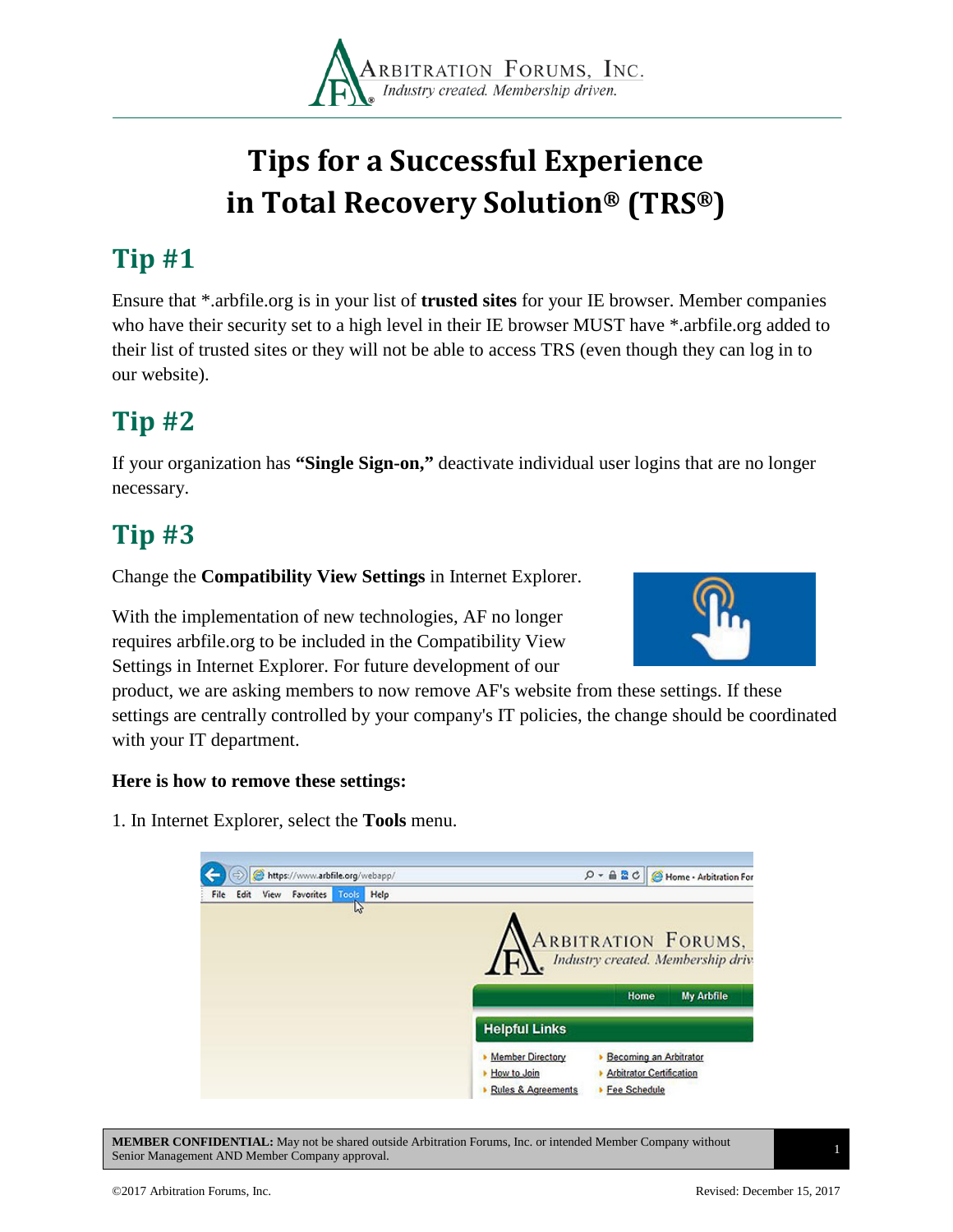# Tips for a Successful Experience in Total Recovery Solution® (TRS®)

## Tip #1

Ensure that *.arbfile.org is in your list of **trusted sites** for your IE browser. Member companies who have their security set to a high level in their IE browser MUST have *.arbfile.org added to their list of trusted sites or they will not be able to access TRS (even though they can log in to our website).

## Tip #2

If your organization has **"Single Sign-on,"** deactivate individual user logins that are no longer necessary.

## Tip #3

Change the **Compatibility View Settings** in Internet Explorer.

With the implementation of new technologies, AF no longer requires arbfile.org to be included in the Compatibility View Settings in Internet Explorer. For future development of our product, we are asking members to now remove AF's website from these settings. If these settings are centrally controlled by your company's IT policies, the change should be coordinated with your IT department.

**Here is how to remove these settings:**

1. In Internet Explorer, select the **Tools** menu.

**MEMBER CONFIDENTIAL:** May not be shared outside Arbitration Forums, Inc. or intended Member Company without Senior Management AND Member Company approval.

©2017 Arbitration Forums, Inc. Revised: December 15, 2017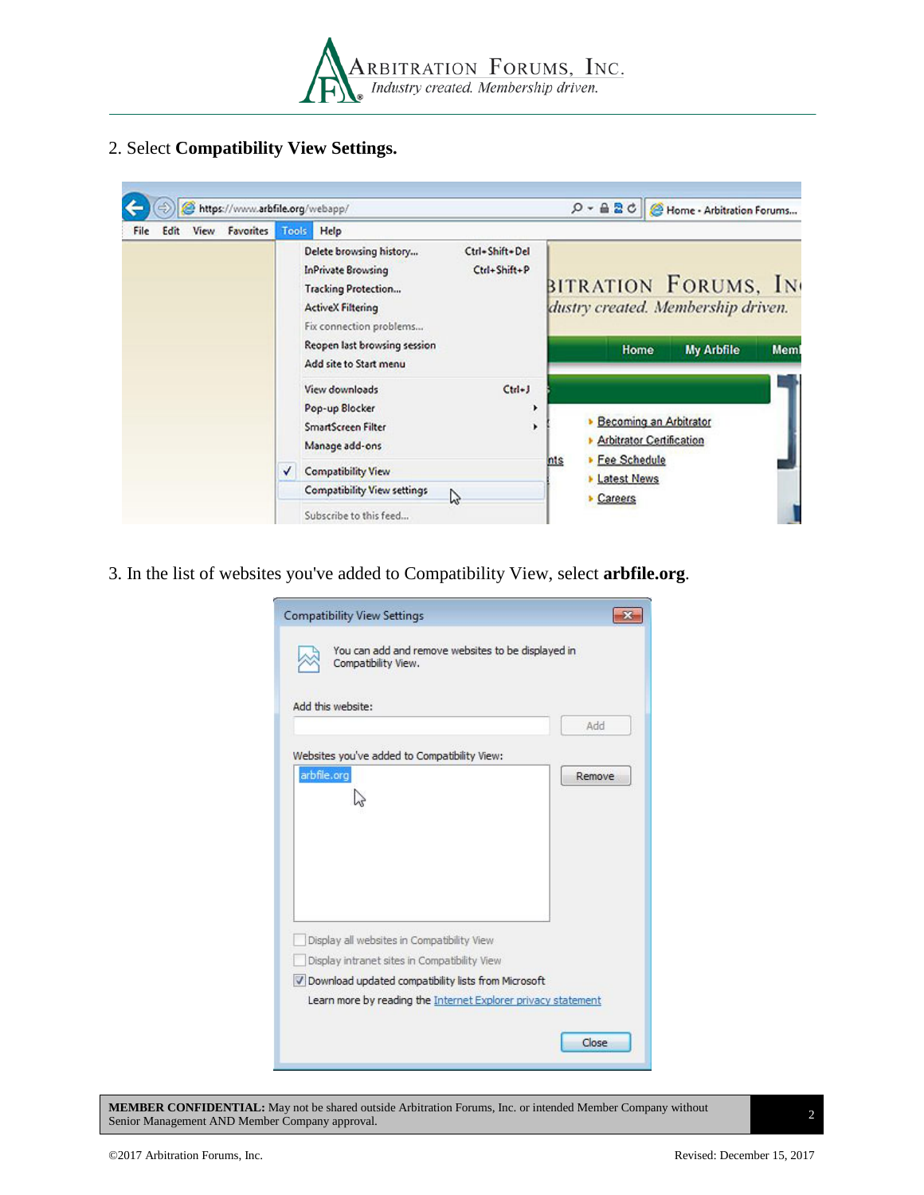2. Select **Compatibility View Settings.**

3. In the list of websites you've added to Compatibility View, select **arbfile.org**.

**MEMBER CONFIDENTIAL:** May not be shared outside Arbitration Forums, Inc. or intended Member Company without Senior Management AND Member Company approval.

©2017 Arbitration Forums, Inc. Revised: December 15, 2017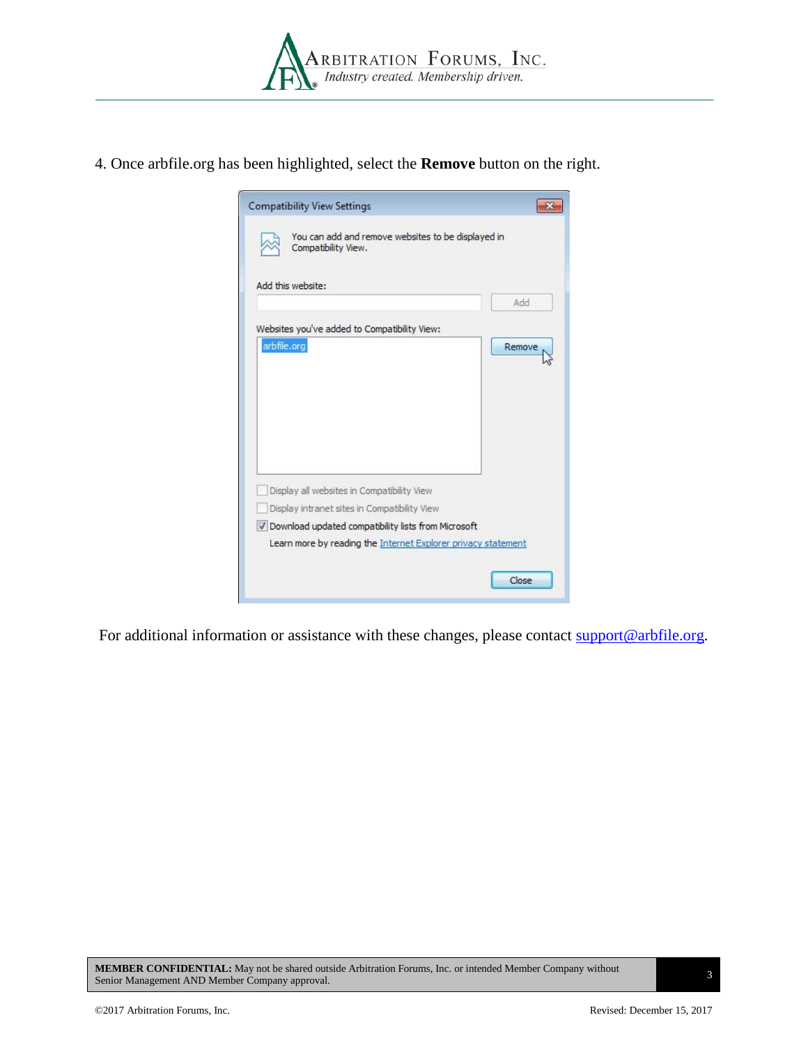4. Once arbfile.org has been highlighted, select the **Remove** button on the right.

For additional information or assistance with these changes, please contact support@arbfile.org.

**MEMBER CONFIDENTIAL:** May not be shared outside Arbitration Forums, Inc. or intended Member Company without Senior Management AND Member Company approval.